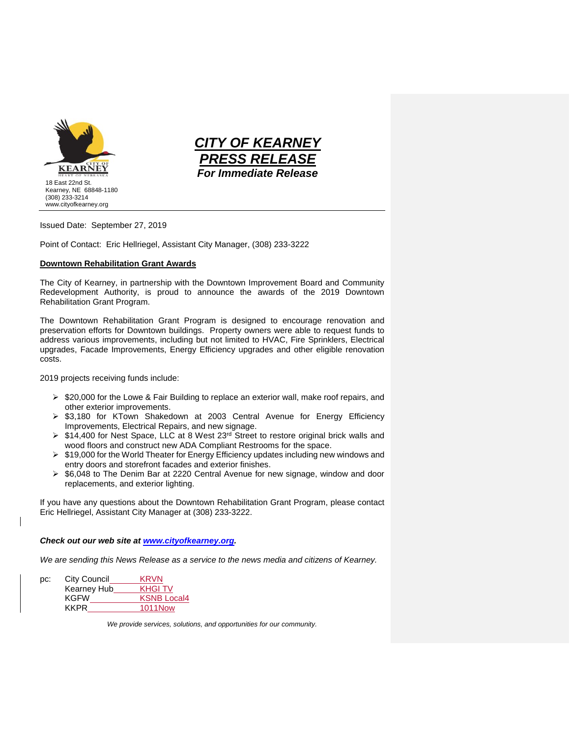18 East 22nd St.
Kearney, NE 68848-1180
(308) 233-3214
www.cityofkearney.org

# *CITY OF KEARNEY PRESS RELEASE*

***For Immediate Release***

---

Issued Date: September 27, 2019

Point of Contact: Eric Hellriegel, Assistant City Manager, (308) 233-3222

**Downtown Rehabilitation Grant Awards**

The City of Kearney, in partnership with the Downtown Improvement Board and Community Redevelopment Authority, is proud to announce the awards of the 2019 Downtown Rehabilitation Grant Program.

The Downtown Rehabilitation Grant Program is designed to encourage renovation and preservation efforts for Downtown buildings. Property owners were able to request funds to address various improvements, including but not limited to HVAC, Fire Sprinklers, Electrical upgrades, Facade Improvements, Energy Efficiency upgrades and other eligible renovation costs.

2019 projects receiving funds include:

- $20,000 for the Lowe & Fair Building to replace an exterior wall, make roof repairs, and other exterior improvements.
- $3,180 for KTown Shakedown at 2003 Central Avenue for Energy Efficiency Improvements, Electrical Repairs, and new signage.
- $14,400 for Nest Space, LLC at 8 West 23rd Street to restore original brick walls and wood floors and construct new ADA Compliant Restrooms for the space.
- $19,000 for the World Theater for Energy Efficiency updates including new windows and entry doors and storefront facades and exterior finishes.
- $6,048 to The Denim Bar at 2220 Central Avenue for new signage, window and door replacements, and exterior lighting.

If you have any questions about the Downtown Rehabilitation Grant Program, please contact Eric Hellriegel, Assistant City Manager at (308) 233-3222.

***Check out our web site at [www.cityofkearney.org](http://www.cityofkearney.org).***

*We are sending this News Release as a service to the news media and citizens of Kearney.*

pc: City Council KRVN
Kearney Hub KHGI TV
KGFW KSNB Local4
KKPR 1011Now

*We provide services, solutions, and opportunities for our community.*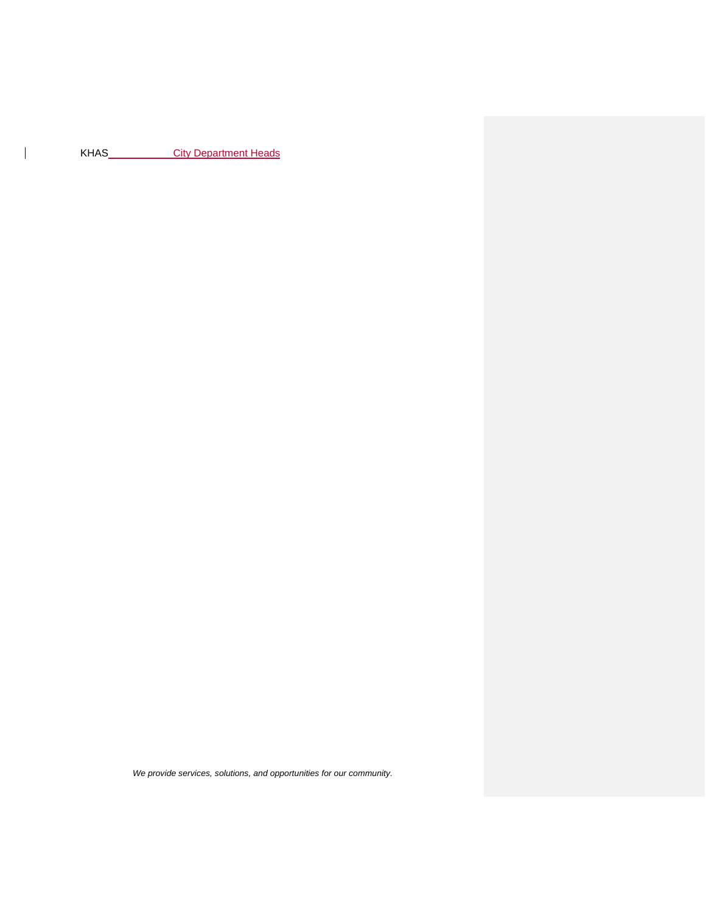KHAS City Department Heads

*We provide services, solutions, and opportunities for our community.*